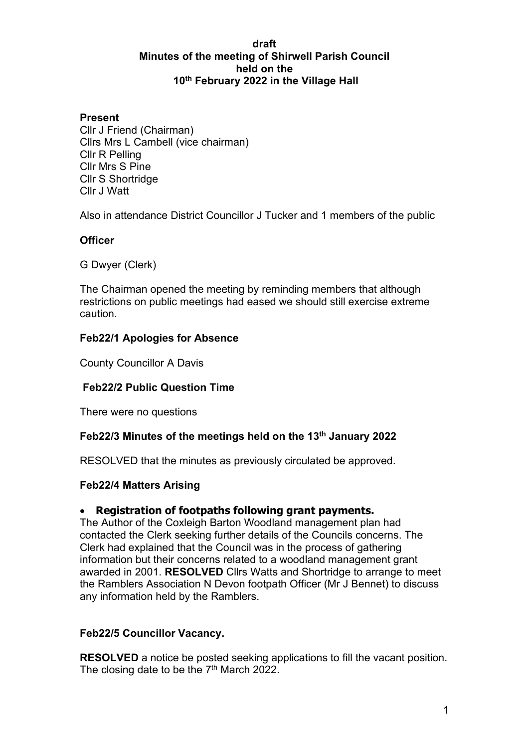**draft**
**Minutes of the meeting of Shirwell Parish Council**
**held on the**
**10th February 2022 in the Village Hall**

**Present**

Cllr J Friend (Chairman)
Cllrs Mrs L Cambell (vice chairman)
Cllr R Pelling
Cllr Mrs S Pine
Cllr S Shortridge
Cllr J Watt

Also in attendance District Councillor J Tucker and 1 members of the public

**Officer**

G Dwyer (Clerk)

The Chairman opened the meeting by reminding members that although restrictions on public meetings had eased we should still exercise extreme caution.

**Feb22/1 Apologies for Absence**

County Councillor A Davis

**Feb22/2 Public Question Time**

There were no questions

**Feb22/3 Minutes of the meetings held on the 13th January 2022**

RESOLVED that the minutes as previously circulated be approved.

**Feb22/4 Matters Arising**

- **Registration of footpaths following grant payments.**

The Author of the Coxleigh Barton Woodland management plan had contacted the Clerk seeking further details of the Councils concerns. The Clerk had explained that the Council was in the process of gathering information but their concerns related to a woodland management grant awarded in 2001. **RESOLVED** Cllrs Watts and Shortridge to arrange to meet the Ramblers Association N Devon footpath Officer (Mr J Bennet) to discuss any information held by the Ramblers.

**Feb22/5 Councillor Vacancy.**

**RESOLVED** a notice be posted seeking applications to fill the vacant position. The closing date to be the 7th March 2022.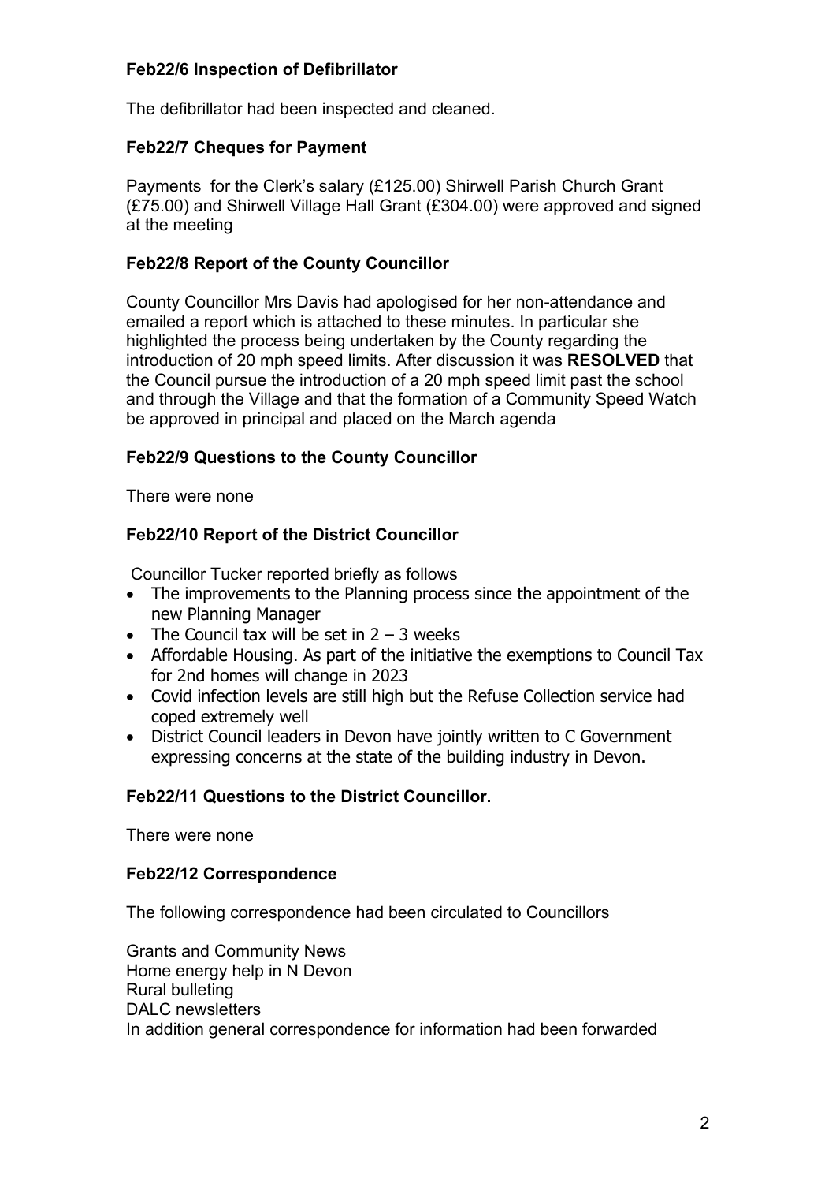**Feb22/6 Inspection of Defibrillator**

The defibrillator had been inspected and cleaned.

**Feb22/7 Cheques for Payment**

Payments for the Clerk's salary (£125.00) Shirwell Parish Church Grant (£75.00) and Shirwell Village Hall Grant (£304.00) were approved and signed at the meeting

**Feb22/8 Report of the County Councillor**

County Councillor Mrs Davis had apologised for her non-attendance and emailed a report which is attached to these minutes. In particular she highlighted the process being undertaken by the County regarding the introduction of 20 mph speed limits. After discussion it was **RESOLVED** that the Council pursue the introduction of a 20 mph speed limit past the school and through the Village and that the formation of a Community Speed Watch be approved in principal and placed on the March agenda

**Feb22/9 Questions to the County Councillor**

There were none

**Feb22/10 Report of the District Councillor**

Councillor Tucker reported briefly as follows

- The improvements to the Planning process since the appointment of the new Planning Manager
- The Council tax will be set in 2 – 3 weeks
- Affordable Housing. As part of the initiative the exemptions to Council Tax for 2nd homes will change in 2023
- Covid infection levels are still high but the Refuse Collection service had coped extremely well
- District Council leaders in Devon have jointly written to C Government expressing concerns at the state of the building industry in Devon.

**Feb22/11 Questions to the District Councillor.**

There were none

**Feb22/12 Correspondence**

The following correspondence had been circulated to Councillors

Grants and Community News
Home energy help in N Devon
Rural bulleting
DALC newsletters
In addition general correspondence for information had been forwarded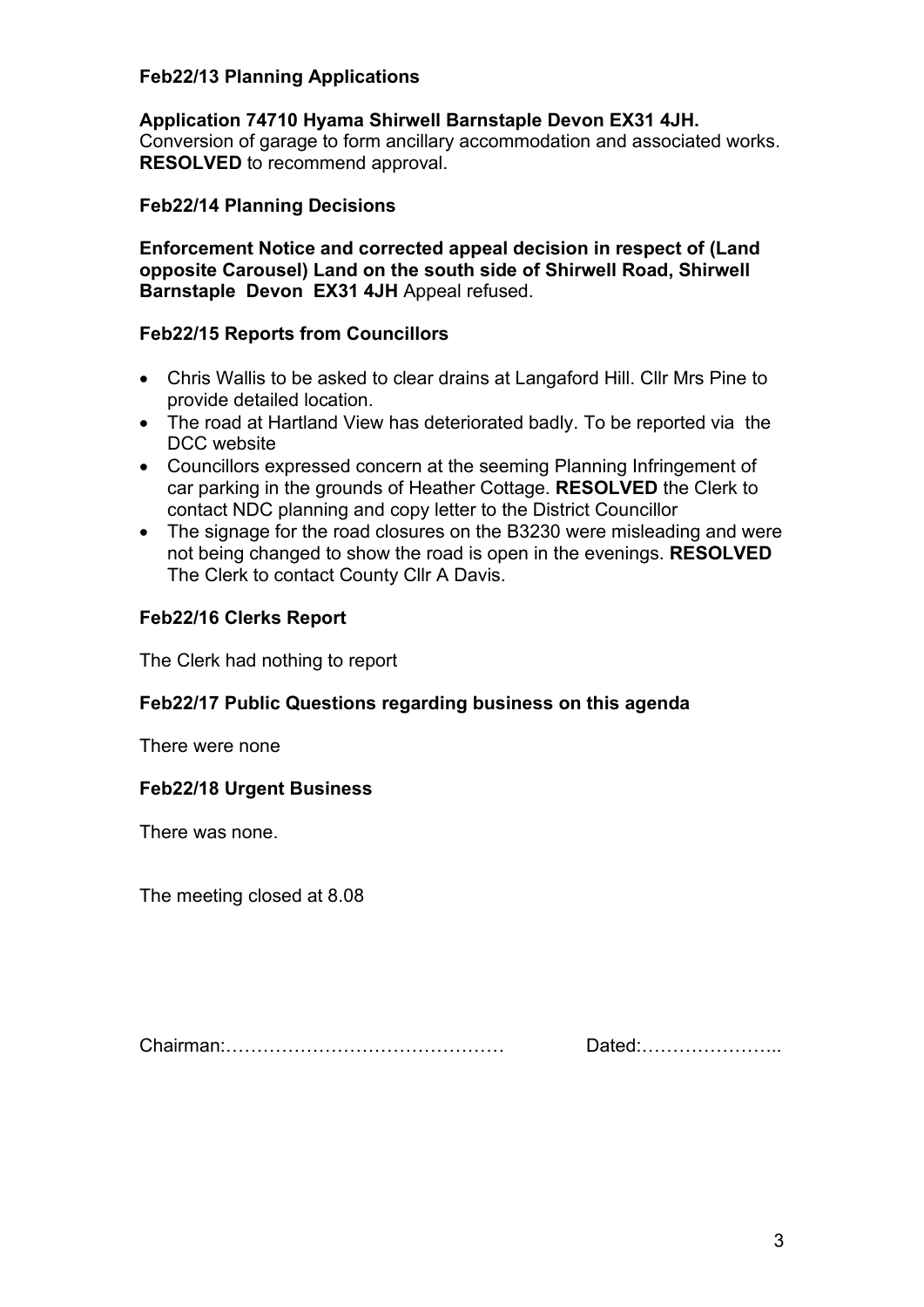### Feb22/13 Planning Applications

**Application 74710 Hyama Shirwell Barnstaple Devon EX31 4JH.**
Conversion of garage to form ancillary accommodation and associated works.
**RESOLVED** to recommend approval.

### Feb22/14 Planning Decisions

**Enforcement Notice and corrected appeal decision in respect of (Land opposite Carousel) Land on the south side of Shirwell Road, Shirwell Barnstaple Devon EX31 4JH** Appeal refused.

### Feb22/15 Reports from Councillors

- Chris Wallis to be asked to clear drains at Langaford Hill. Cllr Mrs Pine to provide detailed location.
- The road at Hartland View has deteriorated badly. To be reported via the DCC website
- Councillors expressed concern at the seeming Planning Infringement of car parking in the grounds of Heather Cottage. **RESOLVED** the Clerk to contact NDC planning and copy letter to the District Councillor
- The signage for the road closures on the B3230 were misleading and were not being changed to show the road is open in the evenings. **RESOLVED** The Clerk to contact County Cllr A Davis.

### Feb22/16 Clerks Report

The Clerk had nothing to report

### Feb22/17 Public Questions regarding business on this agenda

There were none

### Feb22/18 Urgent Business

There was none.

The meeting closed at 8.08

Chairman:……………………………………… Dated:…………………..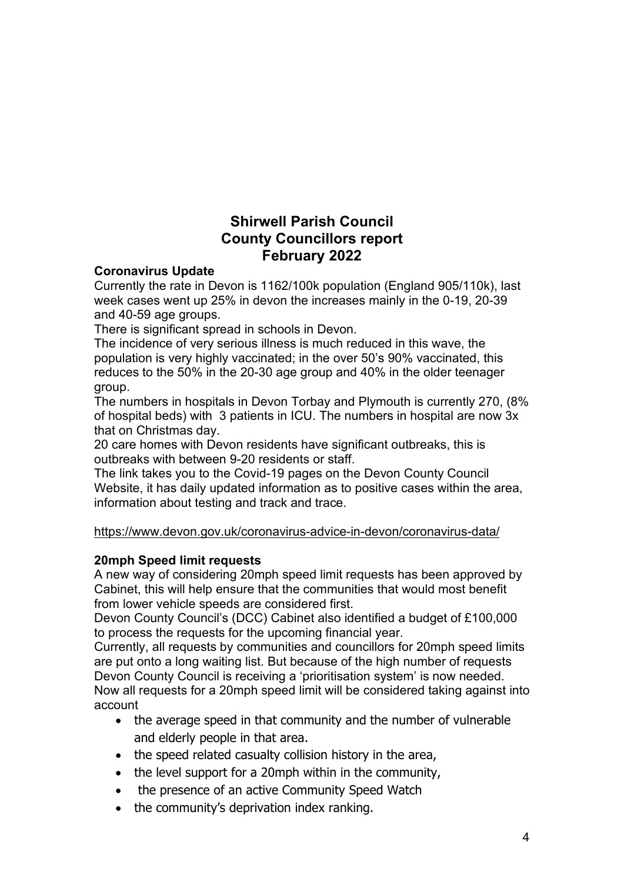# Shirwell Parish Council
# County Councillors report
# February 2022

**Coronavirus Update**

Currently the rate in Devon is 1162/100k population (England 905/110k), last week cases went up 25% in devon the increases mainly in the 0-19, 20-39 and 40-59 age groups.

There is significant spread in schools in Devon.

The incidence of very serious illness is much reduced in this wave, the population is very highly vaccinated; in the over 50's 90% vaccinated, this reduces to the 50% in the 20-30 age group and 40% in the older teenager group.

The numbers in hospitals in Devon Torbay and Plymouth is currently 270, (8% of hospital beds) with 3 patients in ICU. The numbers in hospital are now 3x that on Christmas day.

20 care homes with Devon residents have significant outbreaks, this is outbreaks with between 9-20 residents or staff.

The link takes you to the Covid-19 pages on the Devon County Council Website, it has daily updated information as to positive cases within the area, information about testing and track and trace.

https://www.devon.gov.uk/coronavirus-advice-in-devon/coronavirus-data/

**20mph Speed limit requests**

A new way of considering 20mph speed limit requests has been approved by Cabinet, this will help ensure that the communities that would most benefit from lower vehicle speeds are considered first.

Devon County Council's (DCC) Cabinet also identified a budget of £100,000 to process the requests for the upcoming financial year.

Currently, all requests by communities and councillors for 20mph speed limits are put onto a long waiting list. But because of the high number of requests Devon County Council is receiving a 'prioritisation system' is now needed. Now all requests for a 20mph speed limit will be considered taking against into account

- the average speed in that community and the number of vulnerable and elderly people in that area.
- the speed related casualty collision history in the area,
- the level support for a 20mph within in the community,
- the presence of an active Community Speed Watch
- the community's deprivation index ranking.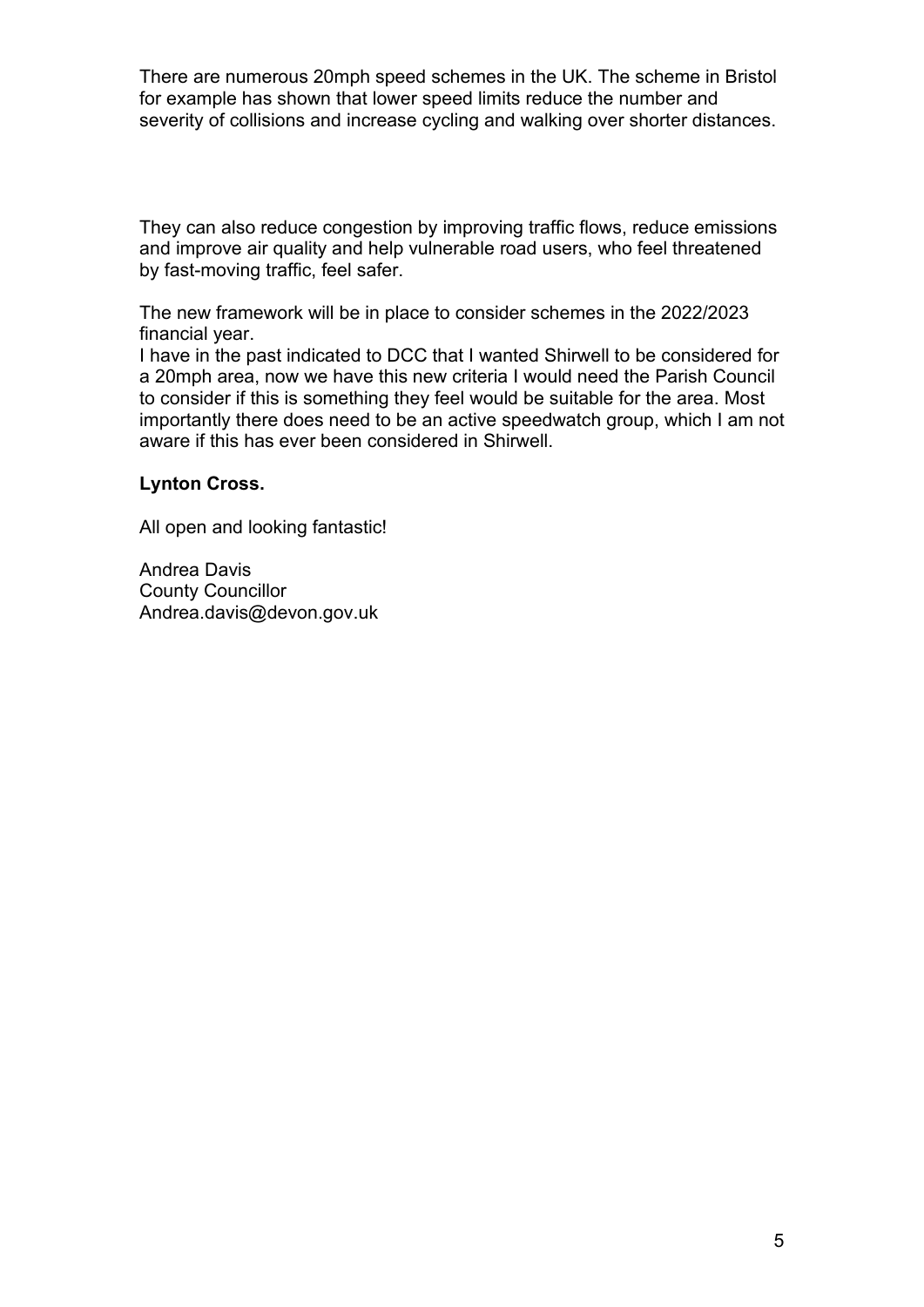There are numerous 20mph speed schemes in the UK. The scheme in Bristol for example has shown that lower speed limits reduce the number and severity of collisions and increase cycling and walking over shorter distances.

They can also reduce congestion by improving traffic flows, reduce emissions and improve air quality and help vulnerable road users, who feel threatened by fast-moving traffic, feel safer.

The new framework will be in place to consider schemes in the 2022/2023 financial year.

I have in the past indicated to DCC that I wanted Shirwell to be considered for a 20mph area, now we have this new criteria I would need the Parish Council to consider if this is something they feel would be suitable for the area. Most importantly there does need to be an active speedwatch group, which I am not aware if this has ever been considered in Shirwell.

**Lynton Cross.**

All open and looking fantastic!

Andrea Davis
County Councillor
Andrea.davis@devon.gov.uk